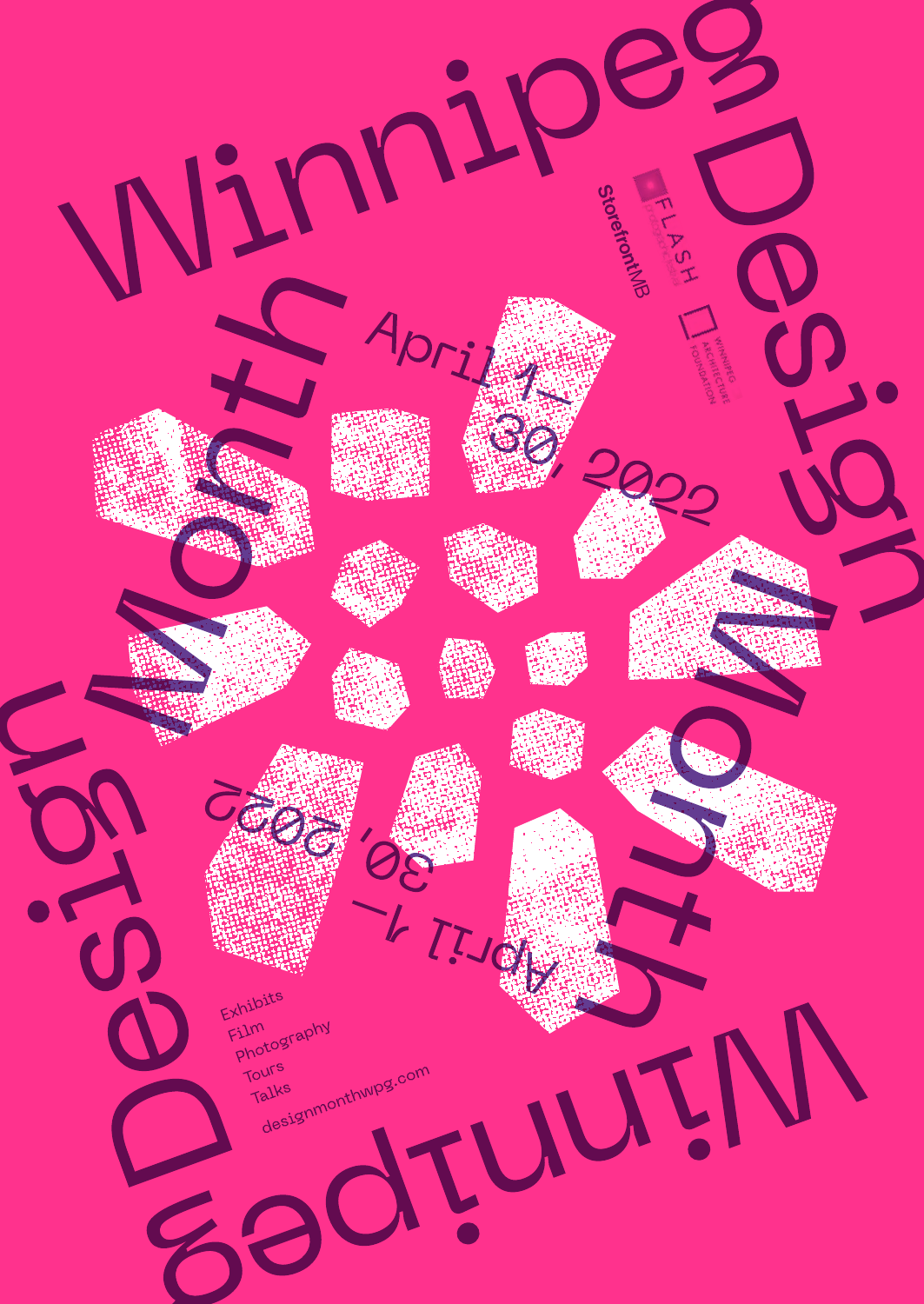# Winnipeg Design Month

April 1–30, 2022

StorefrontMB

FLASH photographic festival

Winnipeg Architecture Foundation

Exhibits
Film
Photography
Tours
Talks

designmonthwpg.com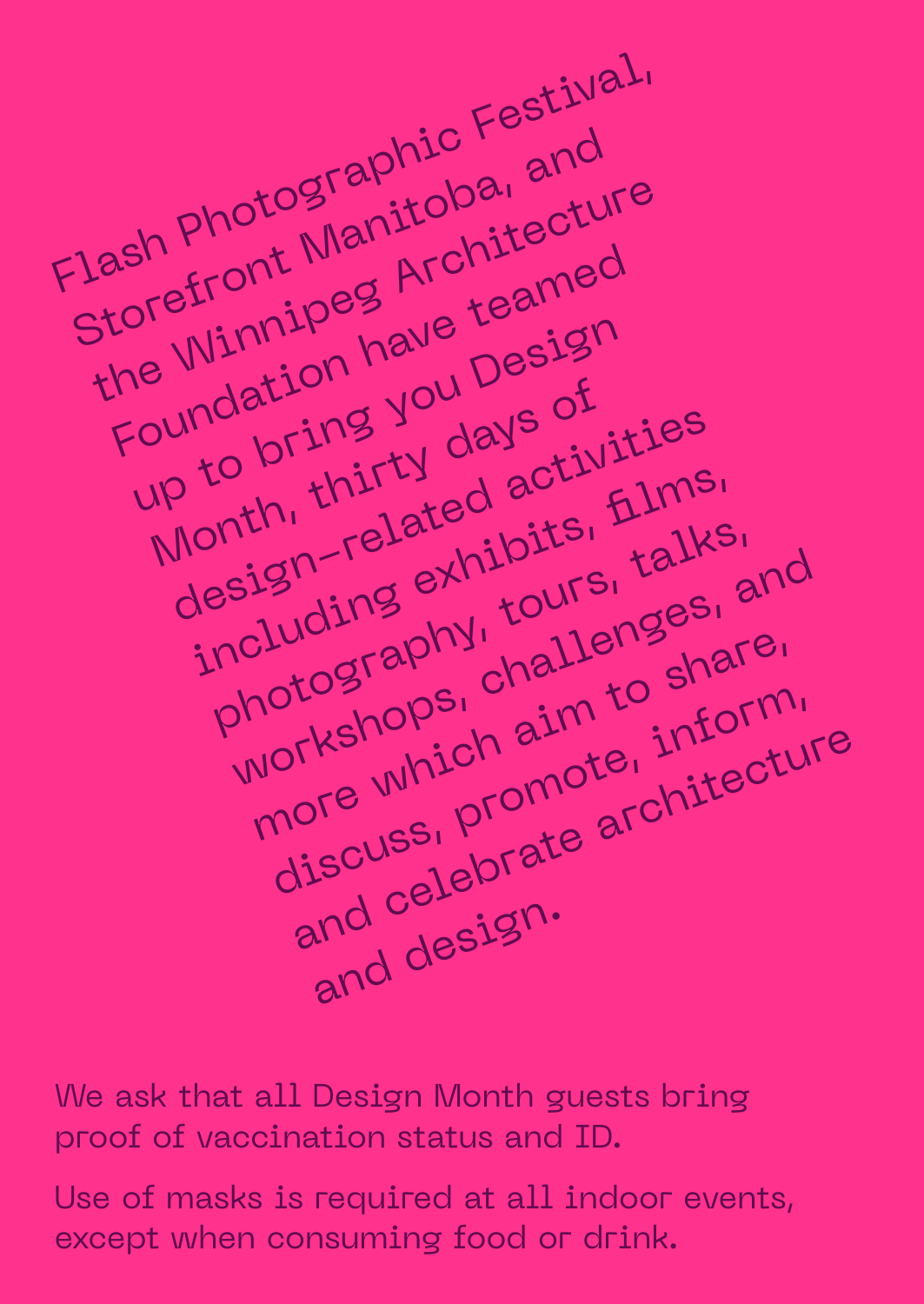Flash Photographic Festival, Storefront Manitoba, and the Winnipeg Architecture Foundation have teamed up to bring you Design Month, thirty days of design-related activities including exhibits, films, photography, tours, talks, workshops, challenges, and more which aim to share, discuss, promote, inform, and celebrate architecture and design.

We ask that all Design Month guests bring proof of vaccination status and ID.

Use of masks is required at all indoor events, except when consuming food or drink.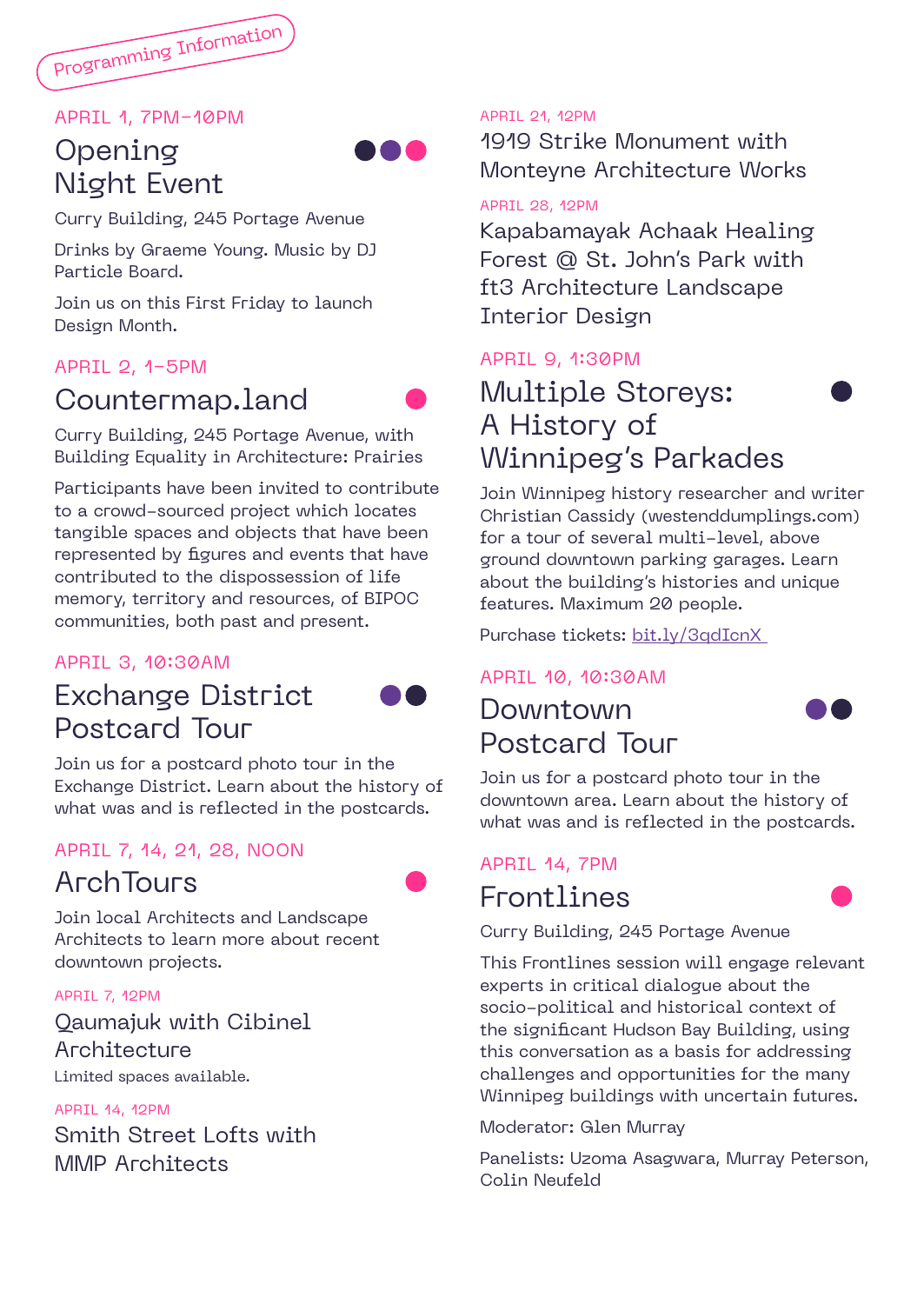Programming Information

APRIL 1, 7PM–10PM

## Opening Night Event

Curry Building, 245 Portage Avenue

Drinks by Graeme Young. Music by DJ Particle Board.

Join us on this First Friday to launch Design Month.

APRIL 2, 1–5PM

## Countermap.land

Curry Building, 245 Portage Avenue, with Building Equality in Architecture: Prairies

Participants have been invited to contribute to a crowd-sourced project which locates tangible spaces and objects that have been represented by figures and events that have contributed to the dispossession of life memory, territory and resources, of BIPOC communities, both past and present.

APRIL 3, 10:30AM

## Exchange District Postcard Tour

Join us for a postcard photo tour in the Exchange District. Learn about the history of what was and is reflected in the postcards.

APRIL 7, 14, 21, 28, NOON

## ArchTours

Join local Architects and Landscape Architects to learn more about recent downtown projects.

APRIL 7, 12PM

### Qaumajuk with Cibinel Architecture

Limited spaces available.

APRIL 14, 12PM

### Smith Street Lofts with MMP Architects

APRIL 21, 12PM

### 1919 Strike Monument with Monteyne Architecture Works

APRIL 28, 12PM

### Kapabamayak Achaak Healing Forest @ St. John's Park with ft3 Architecture Landscape Interior Design

APRIL 9, 1:30PM

## Multiple Storeys: A History of Winnipeg's Parkades

Join Winnipeg history researcher and writer Christian Cassidy (westenddumplings.com) for a tour of several multi-level, above ground downtown parking garages. Learn about the building's histories and unique features. Maximum 20 people.

Purchase tickets: bit.ly/3qdIcnX

APRIL 10, 10:30AM

## Downtown Postcard Tour

Join us for a postcard photo tour in the downtown area. Learn about the history of what was and is reflected in the postcards.

APRIL 14, 7PM

## Frontlines

Curry Building, 245 Portage Avenue

This Frontlines session will engage relevant experts in critical dialogue about the socio-political and historical context of the significant Hudson Bay Building, using this conversation as a basis for addressing challenges and opportunities for the many Winnipeg buildings with uncertain futures.

Moderator: Glen Murray

Panelists: Uzoma Asagwara, Murray Peterson, Colin Neufeld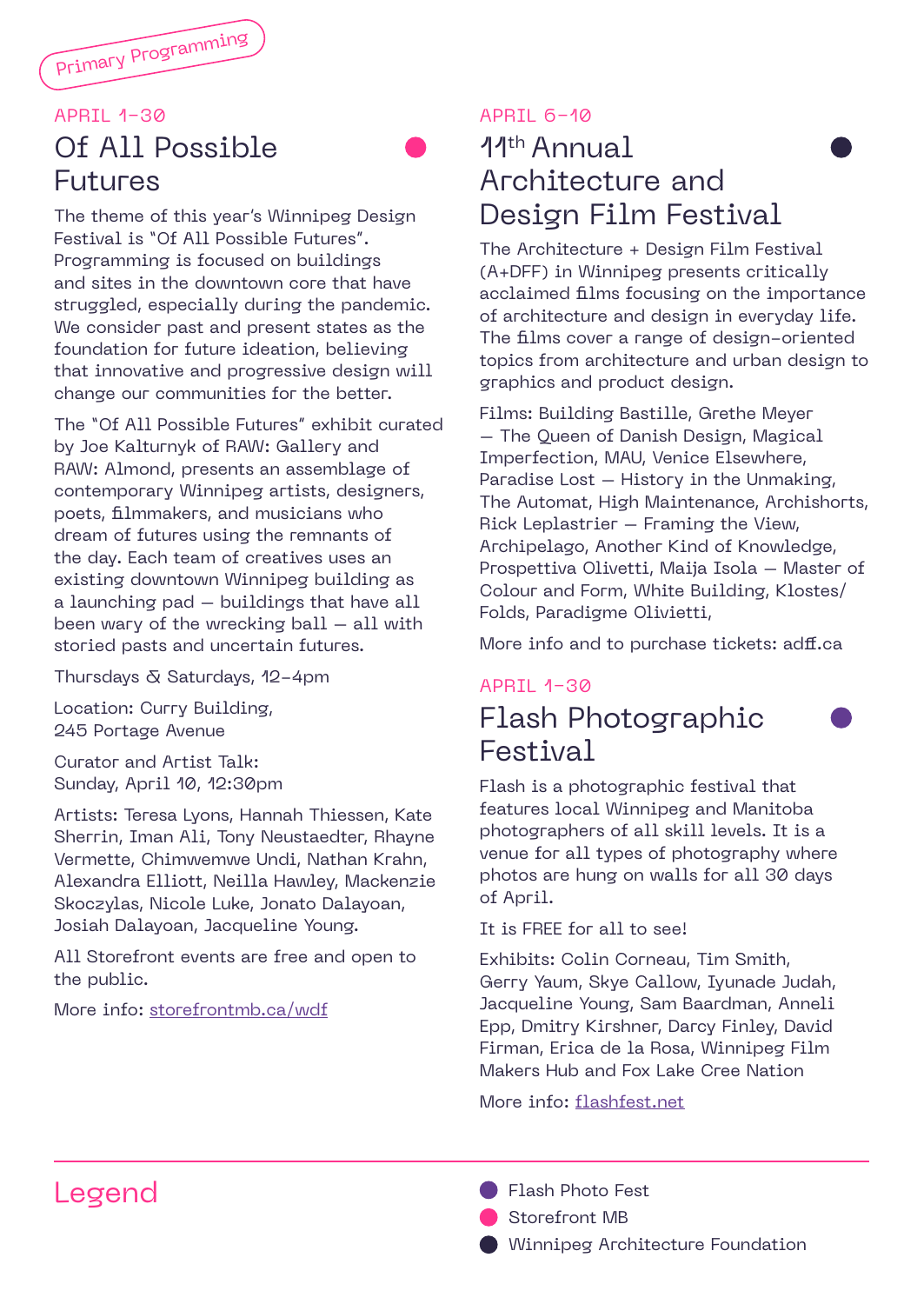Primary Programming

APRIL 1–30

## Of All Possible Futures

The theme of this year's Winnipeg Design Festival is "Of All Possible Futures". Programming is focused on buildings and sites in the downtown core that have struggled, especially during the pandemic. We consider past and present states as the foundation for future ideation, believing that innovative and progressive design will change our communities for the better.

The "Of All Possible Futures" exhibit curated by Joe Kalturnyk of RAW: Gallery and RAW: Almond, presents an assemblage of contemporary Winnipeg artists, designers, poets, filmmakers, and musicians who dream of futures using the remnants of the day. Each team of creatives uses an existing downtown Winnipeg building as a launching pad — buildings that have all been wary of the wrecking ball — all with storied pasts and uncertain futures.

Thursdays & Saturdays, 12–4pm

Location: Curry Building,
245 Portage Avenue

Curator and Artist Talk:
Sunday, April 10, 12:30pm

Artists: Teresa Lyons, Hannah Thiessen, Kate Sherrin, Iman Ali, Tony Neustaedter, Rhayne Vermette, Chimwemwe Undi, Nathan Krahn, Alexandra Elliott, Neilla Hawley, Mackenzie Skoczylas, Nicole Luke, Jonato Dalayoan, Josiah Dalayoan, Jacqueline Young.

All Storefront events are free and open to the public.

More info: storefrontmb.ca/wdf

APRIL 6–10

## 11th Annual Architecture and Design Film Festival

The Architecture + Design Film Festival (A+DFF) in Winnipeg presents critically acclaimed films focusing on the importance of architecture and design in everyday life. The films cover a range of design-oriented topics from architecture and urban design to graphics and product design.

Films: Building Bastille, Grethe Meyer — The Queen of Danish Design, Magical Imperfection, MAU, Venice Elsewhere, Paradise Lost — History in the Unmaking, The Automat, High Maintenance, Archishorts, Rick Leplastrier — Framing the View, Archipelago, Another Kind of Knowledge, Prospettiva Olivetti, Maija Isola — Master of Colour and Form, White Building, Klostes/ Folds, Paradigme Olivietti,

More info and to purchase tickets: adff.ca

APRIL 1–30

## Flash Photographic Festival

Flash is a photographic festival that features local Winnipeg and Manitoba photographers of all skill levels. It is a venue for all types of photography where photos are hung on walls for all 30 days of April.

It is FREE for all to see!

Exhibits: Colin Corneau, Tim Smith, Gerry Yaum, Skye Callow, Iyunade Judah, Jacqueline Young, Sam Baardman, Anneli Epp, Dmitry Kirshner, Darcy Finley, David Firman, Erica de la Rosa, Winnipeg Film Makers Hub and Fox Lake Cree Nation

More info: flashfest.net

## Legend

- Flash Photo Fest
- Storefront MB
- Winnipeg Architecture Foundation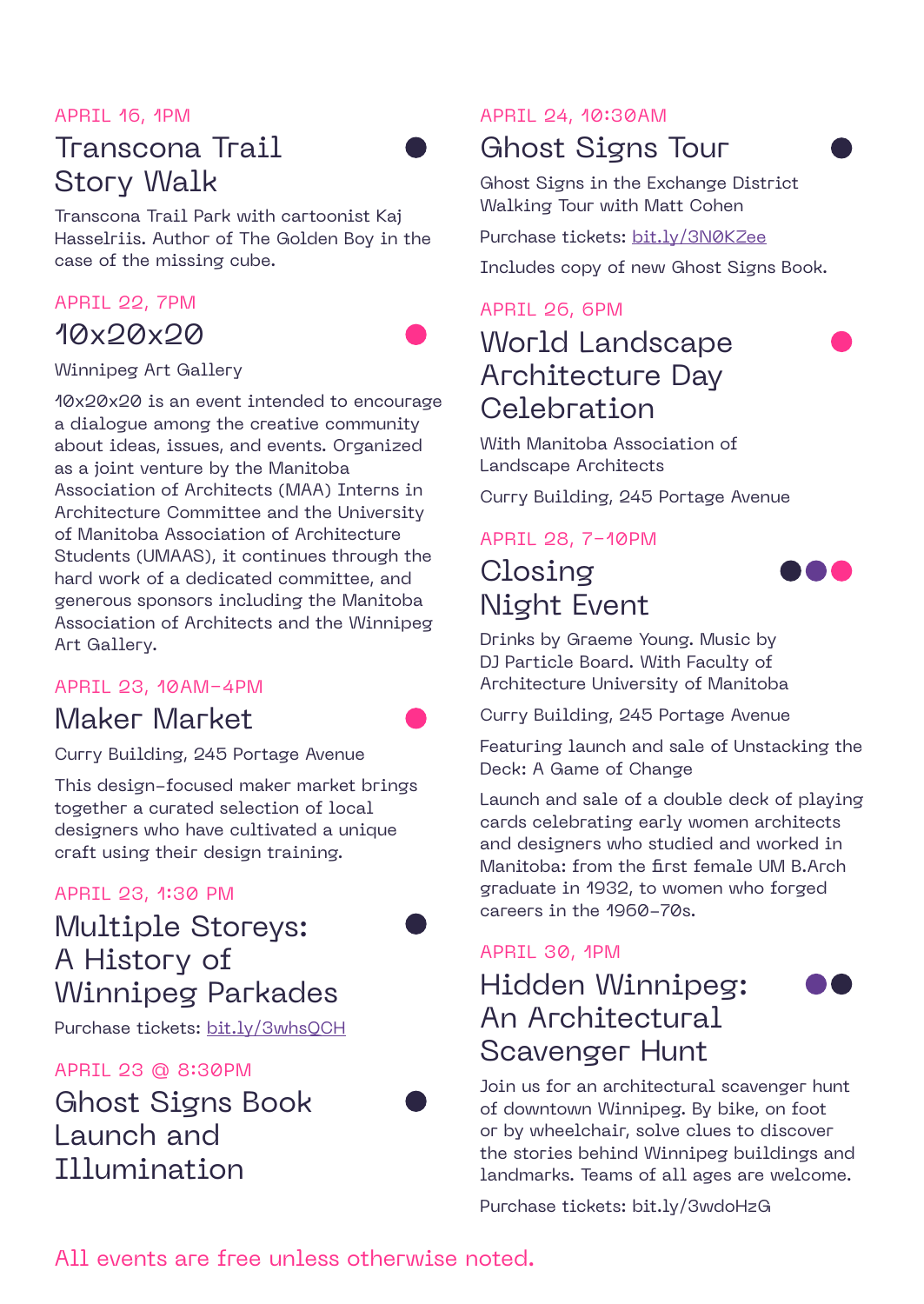APRIL 16, 1PM

## Transcona Trail Story Walk

Transcona Trail Park with cartoonist Kaj Hasselriis. Author of The Golden Boy in the case of the missing cube.

APRIL 22, 7PM

## 10x20x20

Winnipeg Art Gallery

10x20x20 is an event intended to encourage a dialogue among the creative community about ideas, issues, and events. Organized as a joint venture by the Manitoba Association of Architects (MAA) Interns in Architecture Committee and the University of Manitoba Association of Architecture Students (UMAAS), it continues through the hard work of a dedicated committee, and generous sponsors including the Manitoba Association of Architects and the Winnipeg Art Gallery.

APRIL 23, 10AM–4PM

## Maker Market

Curry Building, 245 Portage Avenue

This design-focused maker market brings together a curated selection of local designers who have cultivated a unique craft using their design training.

APRIL 23, 1:30 PM

## Multiple Storeys: A History of Winnipeg Parkades

Purchase tickets: bit.ly/3whsQCH

APRIL 23 @ 8:30PM

## Ghost Signs Book Launch and Illumination

APRIL 24, 10:30AM

## Ghost Signs Tour

Ghost Signs in the Exchange District Walking Tour with Matt Cohen

Purchase tickets: bit.ly/3N0KZee

Includes copy of new Ghost Signs Book.

APRIL 26, 6PM

## World Landscape Architecture Day Celebration

With Manitoba Association of Landscape Architects

Curry Building, 245 Portage Avenue

APRIL 28, 7–10PM

## Closing Night Event

Drinks by Graeme Young. Music by DJ Particle Board. With Faculty of Architecture University of Manitoba

Curry Building, 245 Portage Avenue

Featuring launch and sale of Unstacking the Deck: A Game of Change

Launch and sale of a double deck of playing cards celebrating early women architects and designers who studied and worked in Manitoba: from the first female UM B.Arch graduate in 1932, to women who forged careers in the 1960-70s.

APRIL 30, 1PM

## Hidden Winnipeg: An Architectural Scavenger Hunt

Join us for an architectural scavenger hunt of downtown Winnipeg. By bike, on foot or by wheelchair, solve clues to discover the stories behind Winnipeg buildings and landmarks. Teams of all ages are welcome.

Purchase tickets: bit.ly/3wdoHzG

All events are free unless otherwise noted.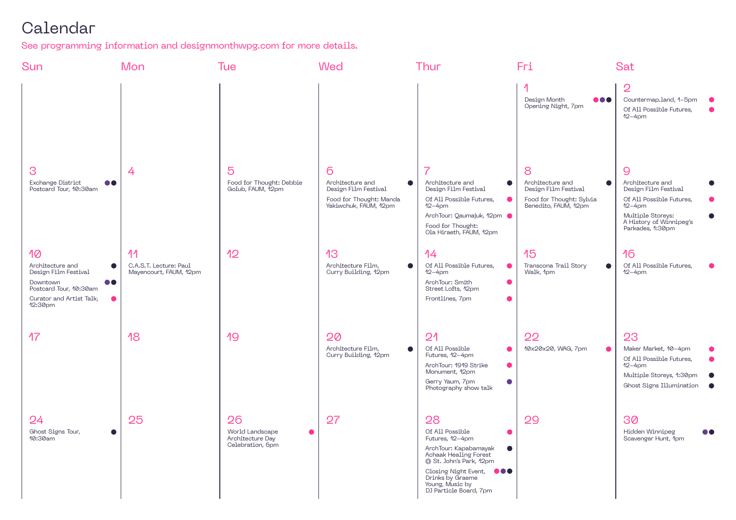# Calendar

See programming information and designmonthwpg.com for more details.

| Sun | Mon | Tue | Wed | Thur | Fri | Sat |
|---|---|---|---|---|---|---|
| | | | | | 1<br>Design Month Opening Night, 7pm | 2<br>Countermap.land, 1–5pm<br>Of All Possible Futures, 12–4pm |
| 3<br>Exchange District Postcard Tour, 10:30am | 4 | 5<br>Food for Thought: Debbie Golub, FAUM, 12pm | 6<br>Architecture and Design Film Festival<br>Food for Thought: Manda Yakiwchuk, FAUM, 12pm | 7<br>Architecture and Design Film Festival<br>Of All Possible Futures, 12–4pm<br>ArchTour: Qaumajuk, 12pm<br>Food for Thought: Ola Hiraeth, FAUM, 12pm | 8<br>Architecture and Design Film Festival<br>Food for Thought: Sylvia Benedito, FAUM, 12pm | 9<br>Architecture and Design Film Festival<br>Of All Possible Futures, 12–4pm<br>Multiple Storeys: A History of Winnipeg's Parkades, 1:30pm |
| 10<br>Architecture and Design Film Festival<br>Downtown Postcard Tour, 10:30am<br>Curator and Artist Talk, 12:30pm | 11<br>C.A.S.T. Lecture: Paul Mayencourt, FAUM, 12pm | 12 | 13<br>Architecture Film, Curry Building, 12pm | 14<br>Of All Possible Futures, 12–4pm<br>ArchTour: Smith Street Lofts, 12pm<br>Frontlines, 7pm | 15<br>Transcona Trail Story Walk, 1pm | 16<br>Of All Possible Futures, 12–4pm |
| 17 | 18 | 19 | 20<br>Architecture Film, Curry Building, 12pm | 21<br>Of All Possible Futures, 12–4pm<br>ArchTour: 1919 Strike Monument, 12pm<br>Gerry Yaum, 7pm Photography show talk | 22<br>10x20x20, WAG, 7pm | 23<br>Maker Market, 10–4pm<br>Of All Possible Futures, 12–4pm<br>Multiple Storeys, 1:30pm<br>Ghost Signs Illumination |
| 24<br>Ghost Signs Tour, 10:30am | 25 | 26<br>World Landscape Architecture Day Celebration, 6pm | 27 | 28<br>Of All Possible Futures, 12–4pm<br>ArchTour: Kapabamayak Achaak Healing Forest @ St. John's Park, 12pm<br>Closing Night Event, Drinks by Graeme Young, Music by DJ Particle Board, 7pm | 29 | 30<br>Hidden Winnipeg Scavenger Hunt, 1pm |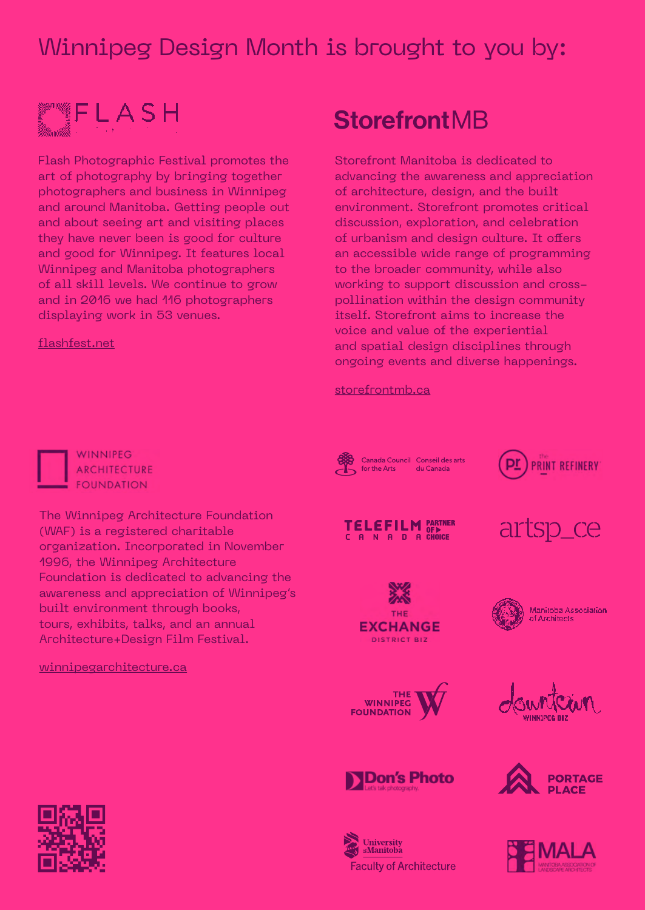# Winnipeg Design Month is brought to you by:

## FLASH

Flash Photographic Festival promotes the art of photography by bringing together photographers and business in Winnipeg and around Manitoba. Getting people out and about seeing art and visiting places they have never been is good for culture and good for Winnipeg. It features local Winnipeg and Manitoba photographers of all skill levels. We continue to grow and in 2016 we had 116 photographers displaying work in 53 venues.

flashfest.net

## StorefrontMB

Storefront Manitoba is dedicated to advancing the awareness and appreciation of architecture, design, and the built environment. Storefront promotes critical discussion, exploration, and celebration of urbanism and design culture. It offers an accessible wide range of programming to the broader community, while also working to support discussion and cross-pollination within the design community itself. Storefront aims to increase the voice and value of the experiential and spatial design disciplines through ongoing events and diverse happenings.

storefrontmb.ca

## Winnipeg Architecture Foundation

The Winnipeg Architecture Foundation (WAF) is a registered charitable organization. Incorporated in November 1996, the Winnipeg Architecture Foundation is dedicated to advancing the awareness and appreciation of Winnipeg's built environment through books, tours, exhibits, talks, and an annual Architecture+Design Film Festival.

winnipegarchitecture.ca

Canada Council for the Arts / Conseil des arts du Canada

The Print Refinery

Telefilm Canada — Partner of Choice

artsp_ce

The Exchange District BIZ

Manitoba Association of Architects

The Winnipeg Foundation

Downtown Winnipeg BIZ

Don's Photo — Let's talk photography.

Portage Place

University of Manitoba Faculty of Architecture

MALA — Manitoba Association of Landscape Architects